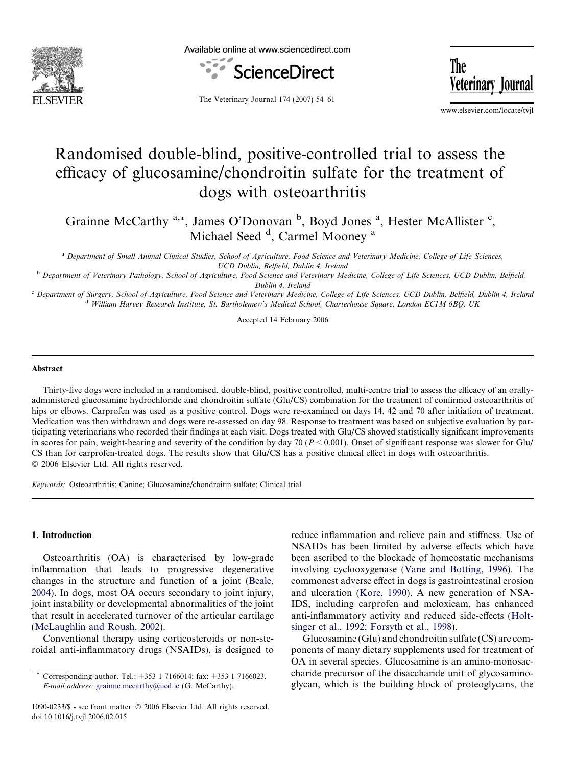# Randomised double-blind, positive-controlled trial to assess the efficacy of glucosamine/chondroitin sulfate for the treatment of dogs with osteoarthritis

Grainne McCarthy [a,*], James O'Donovan [b], Boyd Jones [a], Hester McAllister [c], Michael Seed [d], Carmel Mooney [a]

[a] *Department of Small Animal Clinical Studies, School of Agriculture, Food Science and Veterinary Medicine, College of Life Sciences, UCD Dublin, Belfield, Dublin 4, Ireland*

[b] *Department of Veterinary Pathology, School of Agriculture, Food Science and Veterinary Medicine, College of Life Sciences, UCD Dublin, Belfield, Dublin 4, Ireland*

[c] *Department of Surgery, School of Agriculture, Food Science and Veterinary Medicine, College of Life Sciences, UCD Dublin, Belfield, Dublin 4, Ireland*

[d] *William Harvey Research Institute, St. Bartholemew's Medical School, Charterhouse Square, London EC1M 6BQ, UK*

Accepted 14 February 2006

## Abstract

Thirty-five dogs were included in a randomised, double-blind, positive controlled, multi-centre trial to assess the efficacy of an orally-administered glucosamine hydrochloride and chondroitin sulfate (Glu/CS) combination for the treatment of confirmed osteoarthritis of hips or elbows. Carprofen was used as a positive control. Dogs were re-examined on days 14, 42 and 70 after initiation of treatment. Medication was then withdrawn and dogs were re-assessed on day 98. Response to treatment was based on subjective evaluation by participating veterinarians who recorded their findings at each visit. Dogs treated with Glu/CS showed statistically significant improvements in scores for pain, weight-bearing and severity of the condition by day 70 ($P < 0.001$). Onset of significant response was slower for Glu/CS than for carprofen-treated dogs. The results show that Glu/CS has a positive clinical effect in dogs with osteoarthritis.
© 2006 Elsevier Ltd. All rights reserved.

*Keywords:* Osteoarthritis; Canine; Glucosamine/chondroitin sulfate; Clinical trial

## 1. Introduction

Osteoarthritis (OA) is characterised by low-grade inflammation that leads to progressive degenerative changes in the structure and function of a joint (Beale, 2004). In dogs, most OA occurs secondary to joint injury, joint instability or developmental abnormalities of the joint that result in accelerated turnover of the articular cartilage (McLaughlin and Roush, 2002).

Conventional therapy using corticosteroids or non-steroidal anti-inflammatory drugs (NSAIDs), is designed to reduce inflammation and relieve pain and stiffness. Use of NSAIDs has been limited by adverse effects which have been ascribed to the blockade of homeostatic mechanisms involving cyclooxygenase (Vane and Botting, 1996). The commonest adverse effect in dogs is gastrointestinal erosion and ulceration (Kore, 1990). A new generation of NSAIDS, including carprofen and meloxicam, has enhanced anti-inflammatory activity and reduced side-effects (Holtsinger et al., 1992; Forsyth et al., 1998).

Glucosamine (Glu) and chondroitin sulfate (CS) are components of many dietary supplements used for treatment of OA in several species. Glucosamine is an amino-monosaccharide precursor of the disaccharide unit of glycosaminoglycan, which is the building block of proteoglycans, the

* Corresponding author. Tel.: +353 1 7166014; fax: +353 1 7166023. *E-mail address:* grainne.mccarthy@ucd.ie (G. McCarthy).

1090-0233/$ - see front matter © 2006 Elsevier Ltd. All rights reserved.
doi:10.1016/j.tvjl.2006.02.015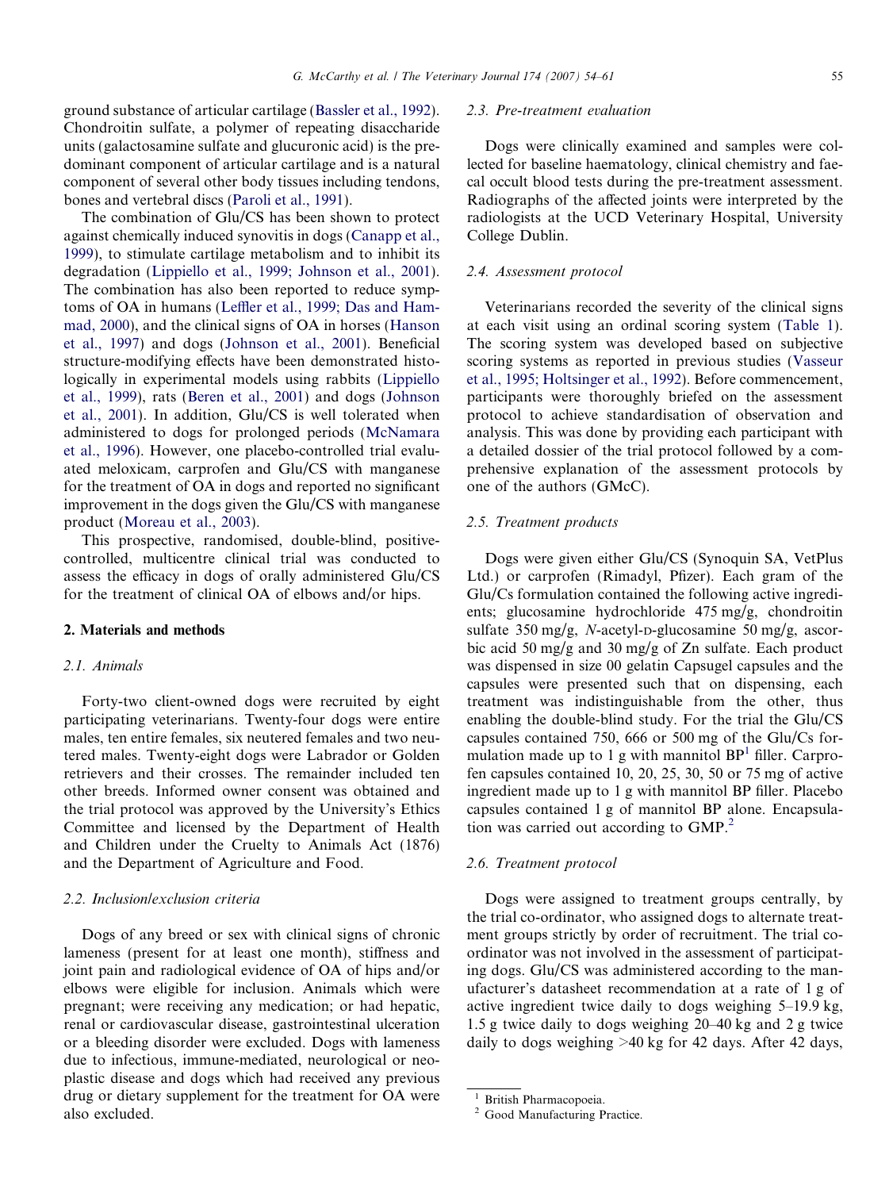ground substance of articular cartilage (Bassler et al., 1992). Chondroitin sulfate, a polymer of repeating disaccharide units (galactosamine sulfate and glucuronic acid) is the predominant component of articular cartilage and is a natural component of several other body tissues including tendons, bones and vertebral discs (Paroli et al., 1991).

The combination of Glu/CS has been shown to protect against chemically induced synovitis in dogs (Canapp et al., 1999), to stimulate cartilage metabolism and to inhibit its degradation (Lippiello et al., 1999; Johnson et al., 2001). The combination has also been reported to reduce symptoms of OA in humans (Leffler et al., 1999; Das and Hammad, 2000), and the clinical signs of OA in horses (Hanson et al., 1997) and dogs (Johnson et al., 2001). Beneficial structure-modifying effects have been demonstrated histologically in experimental models using rabbits (Lippiello et al., 1999), rats (Beren et al., 2001) and dogs (Johnson et al., 2001). In addition, Glu/CS is well tolerated when administered to dogs for prolonged periods (McNamara et al., 1996). However, one placebo-controlled trial evaluated meloxicam, carprofen and Glu/CS with manganese for the treatment of OA in dogs and reported no significant improvement in the dogs given the Glu/CS with manganese product (Moreau et al., 2003).

This prospective, randomised, double-blind, positive-controlled, multicentre clinical trial was conducted to assess the efficacy in dogs of orally administered Glu/CS for the treatment of clinical OA of elbows and/or hips.

## 2. Materials and methods

### 2.1. Animals

Forty-two client-owned dogs were recruited by eight participating veterinarians. Twenty-four dogs were entire males, ten entire females, six neutered females and two neutered males. Twenty-eight dogs were Labrador or Golden retrievers and their crosses. The remainder included ten other breeds. Informed owner consent was obtained and the trial protocol was approved by the University's Ethics Committee and licensed by the Department of Health and Children under the Cruelty to Animals Act (1876) and the Department of Agriculture and Food.

### 2.2. Inclusion/exclusion criteria

Dogs of any breed or sex with clinical signs of chronic lameness (present for at least one month), stiffness and joint pain and radiological evidence of OA of hips and/or elbows were eligible for inclusion. Animals which were pregnant; were receiving any medication; or had hepatic, renal or cardiovascular disease, gastrointestinal ulceration or a bleeding disorder were excluded. Dogs with lameness due to infectious, immune-mediated, neurological or neoplastic disease and dogs which had received any previous drug or dietary supplement for the treatment for OA were also excluded.

### 2.3. Pre-treatment evaluation

Dogs were clinically examined and samples were collected for baseline haematology, clinical chemistry and faecal occult blood tests during the pre-treatment assessment. Radiographs of the affected joints were interpreted by the radiologists at the UCD Veterinary Hospital, University College Dublin.

### 2.4. Assessment protocol

Veterinarians recorded the severity of the clinical signs at each visit using an ordinal scoring system (Table 1). The scoring system was developed based on subjective scoring systems as reported in previous studies (Vasseur et al., 1995; Holtsinger et al., 1992). Before commencement, participants were thoroughly briefed on the assessment protocol to achieve standardisation of observation and analysis. This was done by providing each participant with a detailed dossier of the trial protocol followed by a comprehensive explanation of the assessment protocols by one of the authors (GMcC).

### 2.5. Treatment products

Dogs were given either Glu/CS (Synoquin SA, VetPlus Ltd.) or carprofen (Rimadyl, Pfizer). Each gram of the Glu/Cs formulation contained the following active ingredients; glucosamine hydrochloride 475 mg/g, chondroitin sulfate 350 mg/g, *N*-acetyl-D-glucosamine 50 mg/g, ascorbic acid 50 mg/g and 30 mg/g of Zn sulfate. Each product was dispensed in size 00 gelatin Capsugel capsules and the capsules were presented such that on dispensing, each treatment was indistinguishable from the other, thus enabling the double-blind study. For the trial the Glu/CS capsules contained 750, 666 or 500 mg of the Glu/Cs formulation made up to 1 g with mannitol BP[1] filler. Carprofen capsules contained 10, 20, 25, 30, 50 or 75 mg of active ingredient made up to 1 g with mannitol BP filler. Placebo capsules contained 1 g of mannitol BP alone. Encapsulation was carried out according to GMP.[2]

### 2.6. Treatment protocol

Dogs were assigned to treatment groups centrally, by the trial co-ordinator, who assigned dogs to alternate treatment groups strictly by order of recruitment. The trial co-ordinator was not involved in the assessment of participating dogs. Glu/CS was administered according to the manufacturer's datasheet recommendation at a rate of 1 g of active ingredient twice daily to dogs weighing 5–19.9 kg, 1.5 g twice daily to dogs weighing 20–40 kg and 2 g twice daily to dogs weighing >40 kg for 42 days. After 42 days,

[1] British Pharmacopoeia.

[2] Good Manufacturing Practice.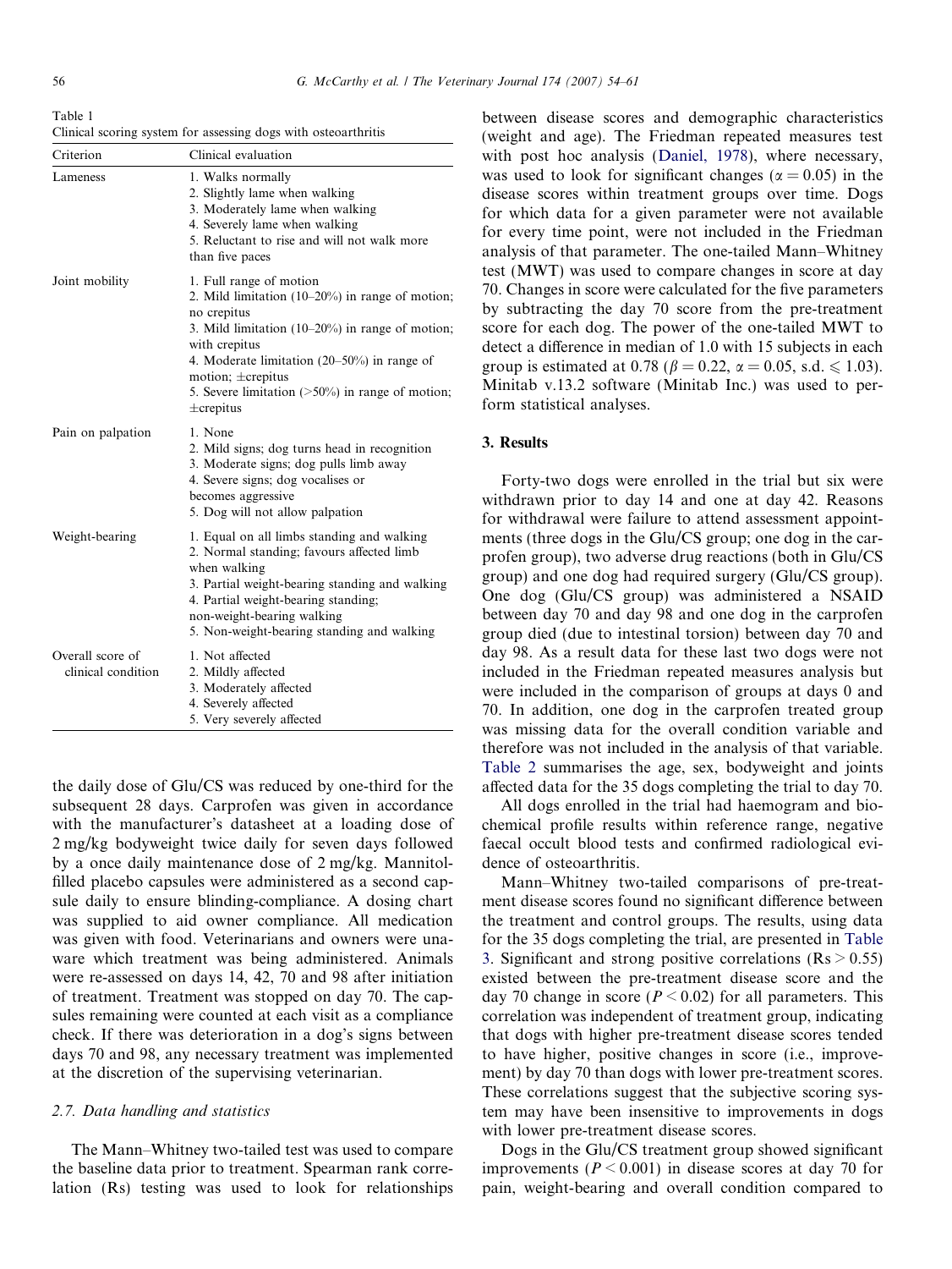Table 1
Clinical scoring system for assessing dogs with osteoarthritis

| Criterion | Clinical evaluation |
|---|---|
| Lameness | 1. Walks normally<br>2. Slightly lame when walking<br>3. Moderately lame when walking<br>4. Severely lame when walking<br>5. Reluctant to rise and will not walk more than five paces |
| Joint mobility | 1. Full range of motion<br>2. Mild limitation (10–20%) in range of motion; no crepitus<br>3. Mild limitation (10–20%) in range of motion; with crepitus<br>4. Moderate limitation (20–50%) in range of motion; ±crepitus<br>5. Severe limitation (>50%) in range of motion; ±crepitus |
| Pain on palpation | 1. None<br>2. Mild signs; dog turns head in recognition<br>3. Moderate signs; dog pulls limb away<br>4. Severe signs; dog vocalises or becomes aggressive<br>5. Dog will not allow palpation |
| Weight-bearing | 1. Equal on all limbs standing and walking<br>2. Normal standing; favours affected limb when walking<br>3. Partial weight-bearing standing and walking<br>4. Partial weight-bearing standing; non-weight-bearing walking<br>5. Non-weight-bearing standing and walking |
| Overall score of clinical condition | 1. Not affected<br>2. Mildly affected<br>3. Moderately affected<br>4. Severely affected<br>5. Very severely affected |

the daily dose of Glu/CS was reduced by one-third for the subsequent 28 days. Carprofen was given in accordance with the manufacturer's datasheet at a loading dose of 2 mg/kg bodyweight twice daily for seven days followed by a once daily maintenance dose of 2 mg/kg. Mannitol-filled placebo capsules were administered as a second capsule daily to ensure blinding-compliance. A dosing chart was supplied to aid owner compliance. All medication was given with food. Veterinarians and owners were unaware which treatment was being administered. Animals were re-assessed on days 14, 42, 70 and 98 after initiation of treatment. Treatment was stopped on day 70. The capsules remaining were counted at each visit as a compliance check. If there was deterioration in a dog's signs between days 70 and 98, any necessary treatment was implemented at the discretion of the supervising veterinarian.

### 2.7. Data handling and statistics

The Mann–Whitney two-tailed test was used to compare the baseline data prior to treatment. Spearman rank correlation (Rs) testing was used to look for relationships between disease scores and demographic characteristics (weight and age). The Friedman repeated measures test with post hoc analysis (Daniel, 1978), where necessary, was used to look for significant changes ($\alpha = 0.05$) in the disease scores within treatment groups over time. Dogs for which data for a given parameter were not available for every time point, were not included in the Friedman analysis of that parameter. The one-tailed Mann–Whitney test (MWT) was used to compare changes in score at day 70. Changes in score were calculated for the five parameters by subtracting the day 70 score from the pre-treatment score for each dog. The power of the one-tailed MWT to detect a difference in median of 1.0 with 15 subjects in each group is estimated at 0.78 ($\beta = 0.22$, $\alpha = 0.05$, s.d. $\leqslant 1.03$). Minitab v.13.2 software (Minitab Inc.) was used to perform statistical analyses.

## 3. Results

Forty-two dogs were enrolled in the trial but six were withdrawn prior to day 14 and one at day 42. Reasons for withdrawal were failure to attend assessment appointments (three dogs in the Glu/CS group; one dog in the carprofen group), two adverse drug reactions (both in Glu/CS group) and one dog had required surgery (Glu/CS group). One dog (Glu/CS group) was administered a NSAID between day 70 and day 98 and one dog in the carprofen group died (due to intestinal torsion) between day 70 and day 98. As a result data for these last two dogs were not included in the Friedman repeated measures analysis but were included in the comparison of groups at days 0 and 70. In addition, one dog in the carprofen treated group was missing data for the overall condition variable and therefore was not included in the analysis of that variable. Table 2 summarises the age, sex, bodyweight and joints affected data for the 35 dogs completing the trial to day 70.

All dogs enrolled in the trial had haemogram and biochemical profile results within reference range, negative faecal occult blood tests and confirmed radiological evidence of osteoarthritis.

Mann–Whitney two-tailed comparisons of pre-treatment disease scores found no significant difference between the treatment and control groups. The results, using data for the 35 dogs completing the trial, are presented in Table 3. Significant and strong positive correlations (Rs > 0.55) existed between the pre-treatment disease score and the day 70 change in score ($P < 0.02$) for all parameters. This correlation was independent of treatment group, indicating that dogs with higher pre-treatment disease scores tended to have higher, positive changes in score (i.e., improvement) by day 70 than dogs with lower pre-treatment scores. These correlations suggest that the subjective scoring system may have been insensitive to improvements in dogs with lower pre-treatment disease scores.

Dogs in the Glu/CS treatment group showed significant improvements ($P < 0.001$) in disease scores at day 70 for pain, weight-bearing and overall condition compared to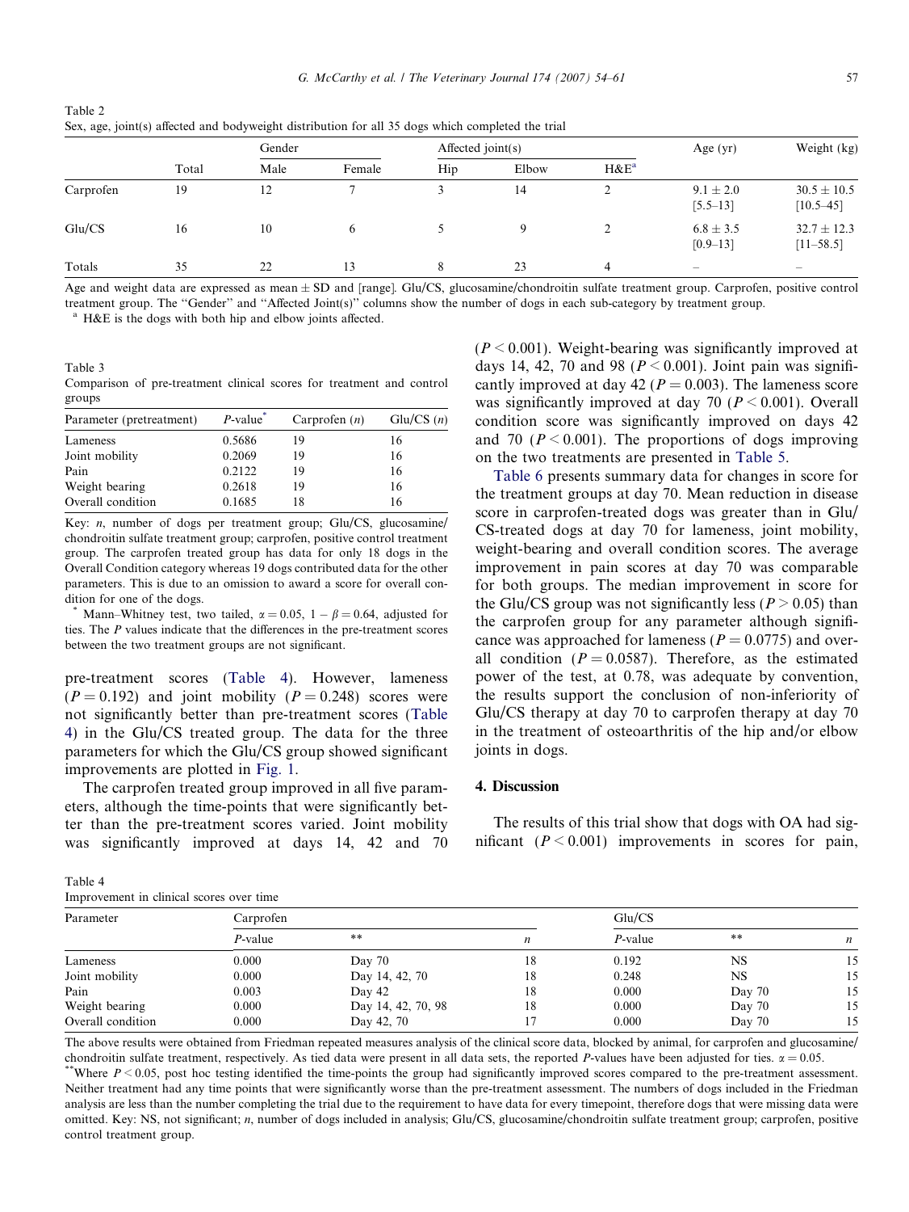Table 2
Sex, age, joint(s) affected and bodyweight distribution for all 35 dogs which completed the trial

| | Total | Gender | | Affected joint(s) | | | Age (yr) | Weight (kg) |
|---|---|---|---|---|---|---|---|---|
| | | Male | Female | Hip | Elbow | H&E[a] | | |
| Carprofen | 19 | 12 | 7 | 3 | 14 | 2 | 9.1 ± 2.0 [5.5–13] | 30.5 ± 10.5 [10.5–45] |
| Glu/CS | 16 | 10 | 6 | 5 | 9 | 2 | 6.8 ± 3.5 [0.9–13] | 32.7 ± 12.3 [11–58.5] |
| Totals | 35 | 22 | 13 | 8 | 23 | 4 | – | – |

Age and weight data are expressed as mean ± SD and [range]. Glu/CS, glucosamine/chondroitin sulfate treatment group. Carprofen, positive control treatment group. The "Gender" and "Affected Joint(s)" columns show the number of dogs in each sub-category by treatment group.
[a] H&E is the dogs with both hip and elbow joints affected.

Table 3
Comparison of pre-treatment clinical scores for treatment and control groups

| Parameter (pretreatment) | P-value[*] | Carprofen (n) | Glu/CS (n) |
|---|---|---|---|
| Lameness | 0.5686 | 19 | 16 |
| Joint mobility | 0.2069 | 19 | 16 |
| Pain | 0.2122 | 19 | 16 |
| Weight bearing | 0.2618 | 19 | 16 |
| Overall condition | 0.1685 | 18 | 16 |

Key: *n*, number of dogs per treatment group; Glu/CS, glucosamine/chondroitin sulfate treatment group; carprofen, positive control treatment group. The carprofen treated group has data for only 18 dogs in the Overall Condition category whereas 19 dogs contributed data for the other parameters. This is due to an omission to award a score for overall condition for one of the dogs.
[*] Mann–Whitney test, two tailed, $\alpha = 0.05$, $1 - \beta = 0.64$, adjusted for ties. The P values indicate that the differences in the pre-treatment scores between the two treatment groups are not significant.

pre-treatment scores (Table 4). However, lameness ($P = 0.192$) and joint mobility ($P = 0.248$) scores were not significantly better than pre-treatment scores (Table 4) in the Glu/CS treated group. The data for the three parameters for which the Glu/CS group showed significant improvements are plotted in Fig. 1.

The carprofen treated group improved in all five parameters, although the time-points that were significantly better than the pre-treatment scores varied. Joint mobility was significantly improved at days 14, 42 and 70 ($P < 0.001$). Weight-bearing was significantly improved at days 14, 42, 70 and 98 ($P < 0.001$). Joint pain was significantly improved at day 42 ($P = 0.003$). The lameness score was significantly improved at day 70 ($P < 0.001$). Overall condition score was significantly improved on days 42 and 70 ($P < 0.001$). The proportions of dogs improving on the two treatments are presented in Table 5.

Table 6 presents summary data for changes in score for the treatment groups at day 70. Mean reduction in disease score in carprofen-treated dogs was greater than in Glu/CS-treated dogs at day 70 for lameness, joint mobility, weight-bearing and overall condition scores. The average improvement in pain scores at day 70 was comparable for both groups. The median improvement in score for the Glu/CS group was not significantly less ($P > 0.05$) than the carprofen group for any parameter although significance was approached for lameness ($P = 0.0775$) and overall condition ($P = 0.0587$). Therefore, as the estimated power of the test, at 0.78, was adequate by convention, the results support the conclusion of non-inferiority of Glu/CS therapy at day 70 to carprofen therapy at day 70 in the treatment of osteoarthritis of the hip and/or elbow joints in dogs.

## 4. Discussion

The results of this trial show that dogs with OA had significant ($P < 0.001$) improvements in scores for pain,

Table 4
Improvement in clinical scores over time

| Parameter | Carprofen | | | Glu/CS | | |
|---|---|---|---|---|---|---|
| | P-value | ** | n | P-value | ** | n |
| Lameness | 0.000 | Day 70 | 18 | 0.192 | NS | 15 |
| Joint mobility | 0.000 | Day 14, 42, 70 | 18 | 0.248 | NS | 15 |
| Pain | 0.003 | Day 42 | 18 | 0.000 | Day 70 | 15 |
| Weight bearing | 0.000 | Day 14, 42, 70, 98 | 18 | 0.000 | Day 70 | 15 |
| Overall condition | 0.000 | Day 42, 70 | 17 | 0.000 | Day 70 | 15 |

The above results were obtained from Friedman repeated measures analysis of the clinical score data, blocked by animal, for carprofen and glucosamine/chondroitin sulfate treatment, respectively. As tied data were present in all data sets, the reported P-values have been adjusted for ties. $\alpha = 0.05$.
**Where $P < 0.05$, post hoc testing identified the time-points the group had significantly improved scores compared to the pre-treatment assessment. Neither treatment had any time points that were significantly worse than the pre-treatment assessment. The numbers of dogs included in the Friedman analysis are less than the number completing the trial due to the requirement to have data for every timepoint, therefore dogs that were missing data were omitted. Key: NS, not significant; *n*, number of dogs included in analysis; Glu/CS, glucosamine/chondroitin sulfate treatment group; carprofen, positive control treatment group.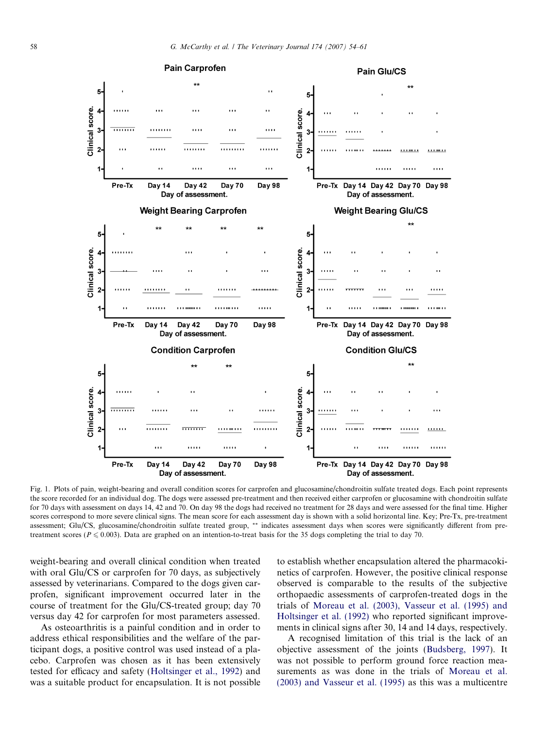Fig. 1. Plots of pain, weight-bearing and overall condition scores for carprofen and glucosamine/chondroitin sulfate treated dogs. Each point represents the score recorded for an individual dog. The dogs were assessed pre-treatment and then received either carprofen or glucosamine with chondroitin sulfate for 70 days with assessment on days 14, 42 and 70. On day 98 the dogs had received no treatment for 28 days and were assessed for the final time. Higher scores correspond to more severe clinical signs. The mean score for each assessment day is shown with a solid horizontal line. Key; Pre-Tx, pre-treatment assessment; Glu/CS, glucosamine/chondroitin sulfate treated group, ** indicates assessment days when scores were significantly different from pre-treatment scores ($P \leqslant 0.003$). Data are graphed on an intention-to-treat basis for the 35 dogs completing the trial to day 70.

weight-bearing and overall clinical condition when treated with oral Glu/CS or carprofen for 70 days, as subjectively assessed by veterinarians. Compared to the dogs given carprofen, significant improvement occurred later in the course of treatment for the Glu/CS-treated group; day 70 versus day 42 for carprofen for most parameters assessed.

As osteoarthritis is a painful condition and in order to address ethical responsibilities and the welfare of the participant dogs, a positive control was used instead of a placebo. Carprofen was chosen as it has been extensively tested for efficacy and safety (Holtsinger et al., 1992) and was a suitable product for encapsulation. It is not possible to establish whether encapsulation altered the pharmacokinetics of carprofen. However, the positive clinical response observed is comparable to the results of the subjective orthopaedic assessments of carprofen-treated dogs in the trials of Moreau et al. (2003), Vasseur et al. (1995) and Holtsinger et al. (1992) who reported significant improvements in clinical signs after 30, 14 and 14 days, respectively.

A recognised limitation of this trial is the lack of an objective assessment of the joints (Budsberg, 1997). It was not possible to perform ground force reaction measurements as was done in the trials of Moreau et al. (2003) and Vasseur et al. (1995) as this was a multicentre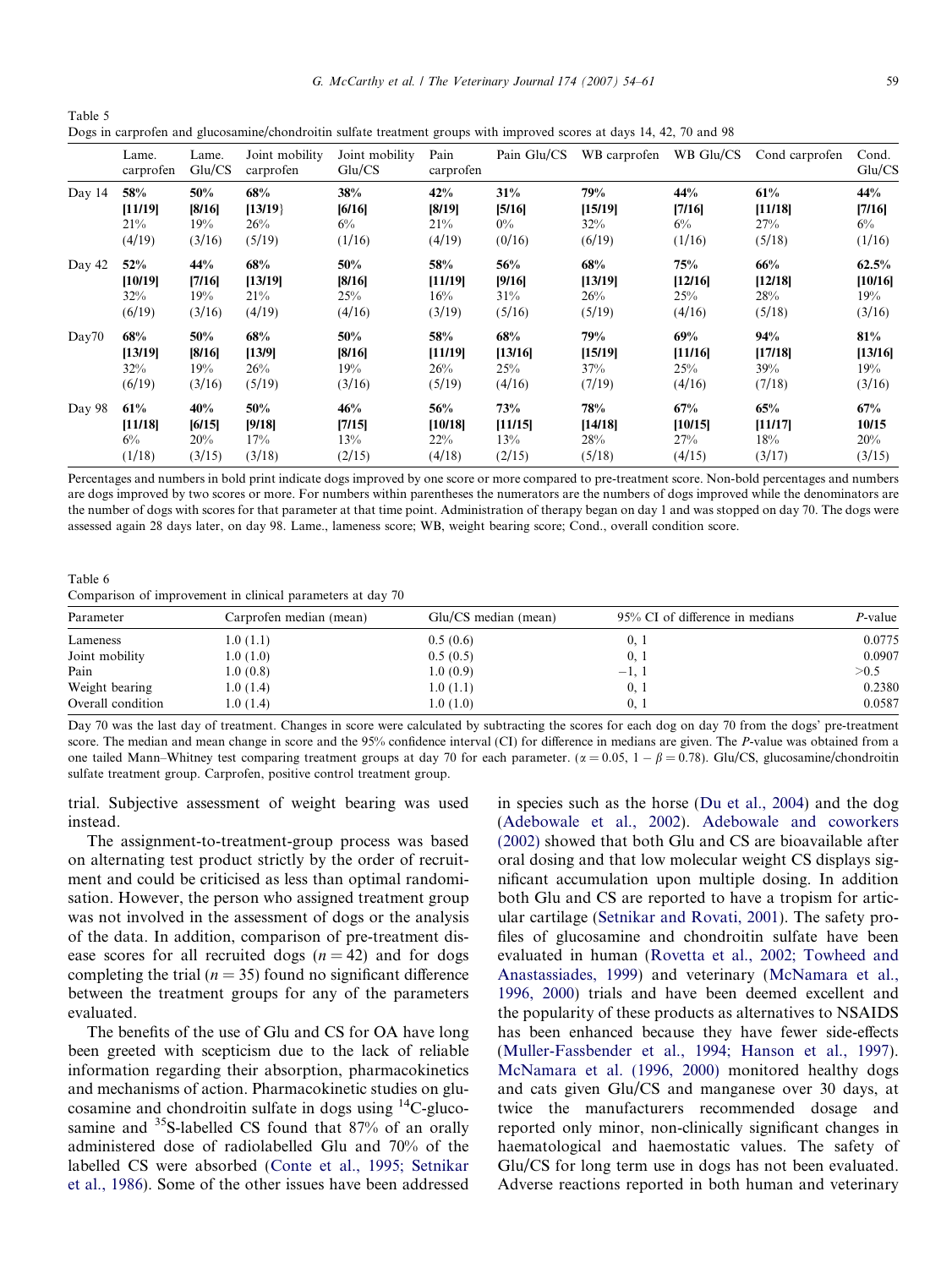Table 5
Dogs in carprofen and glucosamine/chondroitin sulfate treatment groups with improved scores at days 14, 42, 70 and 98

| | Lame. carprofen | Lame. Glu/CS | Joint mobility carprofen | Joint mobility Glu/CS | Pain carprofen | Pain Glu/CS | WB carprofen | WB Glu/CS | Cond carprofen | Cond. Glu/CS |
|---|---|---|---|---|---|---|---|---|---|---|
| Day 14 | **58%** **[11/19]** 21% (4/19) | **50%** **[8/16]** 19% (3/16) | **68%** **[13/19}** 26% (5/19) | **38%** **[6/16]** 6% (1/16) | **42%** **[8/19]** 21% (4/19) | **31%** **[5/16]** 0% (0/16) | **79%** **[15/19]** 32% (6/19) | **44%** **[7/16]** 6% (1/16) | **61%** **[11/18]** 27% (5/18) | **44%** **[7/16]** 6% (1/16) |
| Day 42 | **52%** **[10/19]** 32% (6/19) | **44%** **[7/16]** 19% (3/16) | **68%** **[13/19]** 21% (4/19) | **50%** **[8/16]** 25% (4/16) | **58%** **[11/19]** 16% (3/19) | **56%** **[9/16]** 31% (5/16) | **68%** **[13/19]** 26% (5/19) | **75%** **[12/16]** 25% (4/16) | **66%** **[12/18]** 28% (5/18) | **62.5%** **[10/16]** 19% (3/16) |
| Day70 | **68%** **[13/19]** 32% (6/19) | **50%** **[8/16]** 19% (3/16) | **68%** **[13/9]** 26% (5/19) | **50%** **[8/16]** 19% (3/16) | **58%** **[11/19]** 26% (5/19) | **68%** **[13/16]** 25% (4/16) | **79%** **[15/19]** 37% (7/19) | **69%** **[11/16]** 25% (4/16) | **94%** **[17/18]** 39% (7/18) | **81%** **[13/16]** 19% (3/16) |
| Day 98 | **61%** **[11/18]** 6% (1/18) | **40%** **[6/15]** 20% (3/15) | **50%** **[9/18]** 17% (3/18) | **46%** **[7/15]** 13% (2/15) | **56%** **[10/18]** 22% (4/18) | **73%** **[11/15]** 13% (2/15) | **78%** **[14/18]** 28% (5/18) | **67%** **[10/15]** 27% (4/15) | **65%** **[11/17]** 18% (3/17) | **67%** **10/15** 20% (3/15) |

Percentages and numbers in bold print indicate dogs improved by one score or more compared to pre-treatment score. Non-bold percentages and numbers are dogs improved by two scores or more. For numbers within parentheses the numerators are the numbers of dogs improved while the denominators are the number of dogs with scores for that parameter at that time point. Administration of therapy began on day 1 and was stopped on day 70. The dogs were assessed again 28 days later, on day 98. Lame., lameness score; WB, weight bearing score; Cond., overall condition score.

Table 6
Comparison of improvement in clinical parameters at day 70

| Parameter | Carprofen median (mean) | Glu/CS median (mean) | 95% CI of difference in medians | *P*-value |
|---|---|---|---|---|
| Lameness | 1.0 (1.1) | 0.5 (0.6) | 0, 1 | 0.0775 |
| Joint mobility | 1.0 (1.0) | 0.5 (0.5) | 0, 1 | 0.0907 |
| Pain | 1.0 (0.8) | 1.0 (0.9) | −1, 1 | >0.5 |
| Weight bearing | 1.0 (1.4) | 1.0 (1.1) | 0, 1 | 0.2380 |
| Overall condition | 1.0 (1.4) | 1.0 (1.0) | 0, 1 | 0.0587 |

Day 70 was the last day of treatment. Changes in score were calculated by subtracting the scores for each dog on day 70 from the dogs' pre-treatment score. The median and mean change in score and the 95% confidence interval (CI) for difference in medians are given. The *P*-value was obtained from a one tailed Mann–Whitney test comparing treatment groups at day 70 for each parameter. ($\alpha = 0.05$, $1 - \beta = 0.78$). Glu/CS, glucosamine/chondroitin sulfate treatment group. Carprofen, positive control treatment group.

trial. Subjective assessment of weight bearing was used instead.

The assignment-to-treatment-group process was based on alternating test product strictly by the order of recruitment and could be criticised as less than optimal randomisation. However, the person who assigned treatment group was not involved in the assessment of dogs or the analysis of the data. In addition, comparison of pre-treatment disease scores for all recruited dogs ($n = 42$) and for dogs completing the trial ($n = 35$) found no significant difference between the treatment groups for any of the parameters evaluated.

The benefits of the use of Glu and CS for OA have long been greeted with scepticism due to the lack of reliable information regarding their absorption, pharmacokinetics and mechanisms of action. Pharmacokinetic studies on glucosamine and chondroitin sulfate in dogs using $^{14}$C-glucosamine and $^{35}$S-labelled CS found that 87% of an orally administered dose of radiolabelled Glu and 70% of the labelled CS were absorbed (Conte et al., 1995; Setnikar et al., 1986). Some of the other issues have been addressed in species such as the horse (Du et al., 2004) and the dog (Adebowale et al., 2002). Adebowale and coworkers (2002) showed that both Glu and CS are bioavailable after oral dosing and that low molecular weight CS displays significant accumulation upon multiple dosing. In addition both Glu and CS are reported to have a tropism for articular cartilage (Setnikar and Rovati, 2001). The safety profiles of glucosamine and chondroitin sulfate have been evaluated in human (Rovetta et al., 2002; Towheed and Anastassiades, 1999) and veterinary (McNamara et al., 1996, 2000) trials and have been deemed excellent and the popularity of these products as alternatives to NSAIDS has been enhanced because they have fewer side-effects (Muller-Fassbender et al., 1994; Hanson et al., 1997). McNamara et al. (1996, 2000) monitored healthy dogs and cats given Glu/CS and manganese over 30 days, at twice the manufacturers recommended dosage and reported only minor, non-clinically significant changes in haematological and haemostatic values. The safety of Glu/CS for long term use in dogs has not been evaluated. Adverse reactions reported in both human and veterinary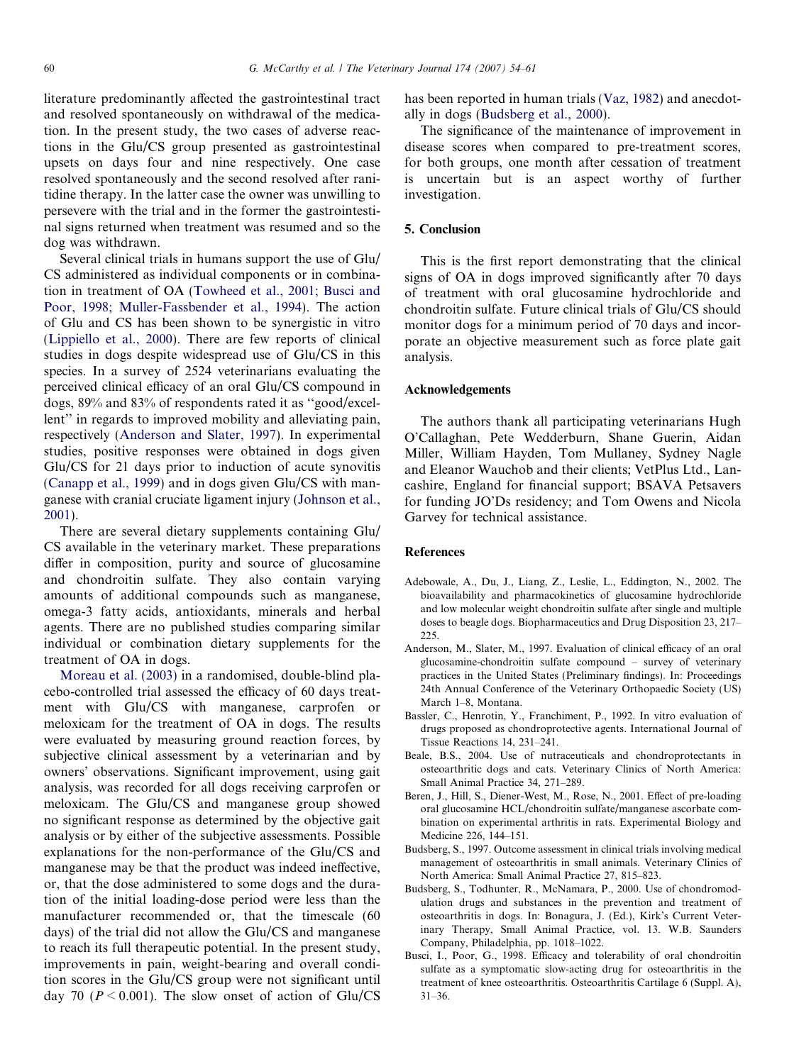literature predominantly affected the gastrointestinal tract and resolved spontaneously on withdrawal of the medication. In the present study, the two cases of adverse reactions in the Glu/CS group presented as gastrointestinal upsets on days four and nine respectively. One case resolved spontaneously and the second resolved after ranitidine therapy. In the latter case the owner was unwilling to persevere with the trial and in the former the gastrointestinal signs returned when treatment was resumed and so the dog was withdrawn.

Several clinical trials in humans support the use of Glu/CS administered as individual components or in combination in treatment of OA (Towheed et al., 2001; Busci and Poor, 1998; Muller-Fassbender et al., 1994). The action of Glu and CS has been shown to be synergistic in vitro (Lippiello et al., 2000). There are few reports of clinical studies in dogs despite widespread use of Glu/CS in this species. In a survey of 2524 veterinarians evaluating the perceived clinical efficacy of an oral Glu/CS compound in dogs, 89% and 83% of respondents rated it as ''good/excellent'' in regards to improved mobility and alleviating pain, respectively (Anderson and Slater, 1997). In experimental studies, positive responses were obtained in dogs given Glu/CS for 21 days prior to induction of acute synovitis (Canapp et al., 1999) and in dogs given Glu/CS with manganese with cranial cruciate ligament injury (Johnson et al., 2001).

There are several dietary supplements containing Glu/CS available in the veterinary market. These preparations differ in composition, purity and source of glucosamine and chondroitin sulfate. They also contain varying amounts of additional compounds such as manganese, omega-3 fatty acids, antioxidants, minerals and herbal agents. There are no published studies comparing similar individual or combination dietary supplements for the treatment of OA in dogs.

Moreau et al. (2003) in a randomised, double-blind placebo-controlled trial assessed the efficacy of 60 days treatment with Glu/CS with manganese, carprofen or meloxicam for the treatment of OA in dogs. The results were evaluated by measuring ground reaction forces, by subjective clinical assessment by a veterinarian and by owners' observations. Significant improvement, using gait analysis, was recorded for all dogs receiving carprofen or meloxicam. The Glu/CS and manganese group showed no significant response as determined by the objective gait analysis or by either of the subjective assessments. Possible explanations for the non-performance of the Glu/CS and manganese may be that the product was indeed ineffective, or, that the dose administered to some dogs and the duration of the initial loading-dose period were less than the manufacturer recommended or, that the timescale (60 days) of the trial did not allow the Glu/CS and manganese to reach its full therapeutic potential. In the present study, improvements in pain, weight-bearing and overall condition scores in the Glu/CS group were not significant until day 70 ($P < 0.001$). The slow onset of action of Glu/CS has been reported in human trials (Vaz, 1982) and anecdotally in dogs (Budsberg et al., 2000).

The significance of the maintenance of improvement in disease scores when compared to pre-treatment scores, for both groups, one month after cessation of treatment is uncertain but is an aspect worthy of further investigation.

## 5. Conclusion

This is the first report demonstrating that the clinical signs of OA in dogs improved significantly after 70 days of treatment with oral glucosamine hydrochloride and chondroitin sulfate. Future clinical trials of Glu/CS should monitor dogs for a minimum period of 70 days and incorporate an objective measurement such as force plate gait analysis.

## Acknowledgements

The authors thank all participating veterinarians Hugh O'Callaghan, Pete Wedderburn, Shane Guerin, Aidan Miller, William Hayden, Tom Mullaney, Sydney Nagle and Eleanor Wauchob and their clients; VetPlus Ltd., Lancashire, England for financial support; BSAVA Petsavers for funding JO'Ds residency; and Tom Owens and Nicola Garvey for technical assistance.

## References

Adebowale, A., Du, J., Liang, Z., Leslie, L., Eddington, N., 2002. The bioavailability and pharmacokinetics of glucosamine hydrochloride and low molecular weight chondroitin sulfate after single and multiple doses to beagle dogs. Biopharmaceutics and Drug Disposition 23, 217–225.

Anderson, M., Slater, M., 1997. Evaluation of clinical efficacy of an oral glucosamine-chondroitin sulfate compound – survey of veterinary practices in the United States (Preliminary findings). In: Proceedings 24th Annual Conference of the Veterinary Orthopaedic Society (US) March 1–8, Montana.

Bassler, C., Henrotin, Y., Franchiment, P., 1992. In vitro evaluation of drugs proposed as chondroprotective agents. International Journal of Tissue Reactions 14, 231–241.

Beale, B.S., 2004. Use of nutraceuticals and chondroprotectants in osteoarthritic dogs and cats. Veterinary Clinics of North America: Small Animal Practice 34, 271–289.

Beren, J., Hill, S., Diener-West, M., Rose, N., 2001. Effect of pre-loading oral glucosamine HCL/chondroitin sulfate/manganese ascorbate combination on experimental arthritis in rats. Experimental Biology and Medicine 226, 144–151.

Budsberg, S., 1997. Outcome assessment in clinical trials involving medical management of osteoarthritis in small animals. Veterinary Clinics of North America: Small Animal Practice 27, 815–823.

Budsberg, S., Todhunter, R., McNamara, P., 2000. Use of chondromodulation drugs and substances in the prevention and treatment of osteoarthritis in dogs. In: Bonagura, J. (Ed.), Kirk's Current Veterinary Therapy, Small Animal Practice, vol. 13. W.B. Saunders Company, Philadelphia, pp. 1018–1022.

Busci, I., Poor, G., 1998. Efficacy and tolerability of oral chondroitin sulfate as a symptomatic slow-acting drug for osteoarthritis in the treatment of knee osteoarthritis. Osteoarthritis Cartilage 6 (Suppl. A), 31–36.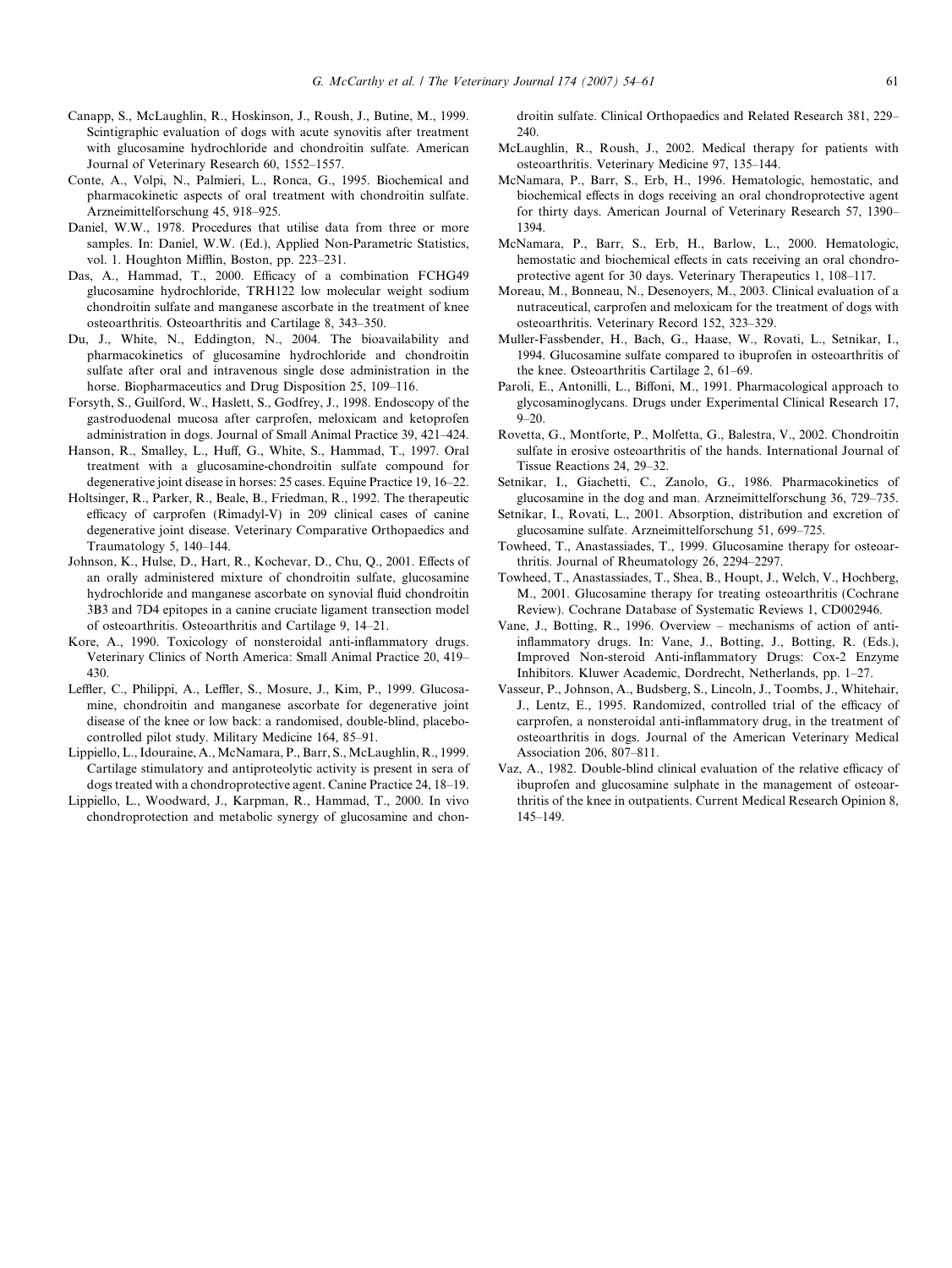Canapp, S., McLaughlin, R., Hoskinson, J., Roush, J., Butine, M., 1999. Scintigraphic evaluation of dogs with acute synovitis after treatment with glucosamine hydrochloride and chondroitin sulfate. American Journal of Veterinary Research 60, 1552–1557.

Conte, A., Volpi, N., Palmieri, L., Ronca, G., 1995. Biochemical and pharmacokinetic aspects of oral treatment with chondroitin sulfate. Arzneimittelforschung 45, 918–925.

Daniel, W.W., 1978. Procedures that utilise data from three or more samples. In: Daniel, W.W. (Ed.), Applied Non-Parametric Statistics, vol. 1. Houghton Mifflin, Boston, pp. 223–231.

Das, A., Hammad, T., 2000. Efficacy of a combination FCHG49 glucosamine hydrochloride, TRH122 low molecular weight sodium chondroitin sulfate and manganese ascorbate in the treatment of knee osteoarthritis. Osteoarthritis and Cartilage 8, 343–350.

Du, J., White, N., Eddington, N., 2004. The bioavailability and pharmacokinetics of glucosamine hydrochloride and chondroitin sulfate after oral and intravenous single dose administration in the horse. Biopharmaceutics and Drug Disposition 25, 109–116.

Forsyth, S., Guilford, W., Haslett, S., Godfrey, J., 1998. Endoscopy of the gastroduodenal mucosa after carprofen, meloxicam and ketoprofen administration in dogs. Journal of Small Animal Practice 39, 421–424.

Hanson, R., Smalley, L., Huff, G., White, S., Hammad, T., 1997. Oral treatment with a glucosamine-chondroitin sulfate compound for degenerative joint disease in horses: 25 cases. Equine Practice 19, 16–22.

Holtsinger, R., Parker, R., Beale, B., Friedman, R., 1992. The therapeutic efficacy of carprofen (Rimadyl-V) in 209 clinical cases of canine degenerative joint disease. Veterinary Comparative Orthopaedics and Traumatology 5, 140–144.

Johnson, K., Hulse, D., Hart, R., Kochevar, D., Chu, Q., 2001. Effects of an orally administered mixture of chondroitin sulfate, glucosamine hydrochloride and manganese ascorbate on synovial fluid chondroitin 3B3 and 7D4 epitopes in a canine cruciate ligament transection model of osteoarthritis. Osteoarthritis and Cartilage 9, 14–21.

Kore, A., 1990. Toxicology of nonsteroidal anti-inflammatory drugs. Veterinary Clinics of North America: Small Animal Practice 20, 419–430.

Leffler, C., Philippi, A., Leffler, S., Mosure, J., Kim, P., 1999. Glucosamine, chondroitin and manganese ascorbate for degenerative joint disease of the knee or low back: a randomised, double-blind, placebo-controlled pilot study. Military Medicine 164, 85–91.

Lippiello, L., Idouraine, A., McNamara, P., Barr, S., McLaughlin, R., 1999. Cartilage stimulatory and antiproteolytic activity is present in sera of dogs treated with a chondroprotective agent. Canine Practice 24, 18–19.

Lippiello, L., Woodward, J., Karpman, R., Hammad, T., 2000. In vivo chondroprotection and metabolic synergy of glucosamine and chondroitin sulfate. Clinical Orthopaedics and Related Research 381, 229–240.

McLaughlin, R., Roush, J., 2002. Medical therapy for patients with osteoarthritis. Veterinary Medicine 97, 135–144.

McNamara, P., Barr, S., Erb, H., 1996. Hematologic, hemostatic, and biochemical effects in dogs receiving an oral chondroprotective agent for thirty days. American Journal of Veterinary Research 57, 1390–1394.

McNamara, P., Barr, S., Erb, H., Barlow, L., 2000. Hematologic, hemostatic and biochemical effects in cats receiving an oral chondroprotective agent for 30 days. Veterinary Therapeutics 1, 108–117.

Moreau, M., Bonneau, N., Desenoyers, M., 2003. Clinical evaluation of a nutraceutical, carprofen and meloxicam for the treatment of dogs with osteoarthritis. Veterinary Record 152, 323–329.

Muller-Fassbender, H., Bach, G., Haase, W., Rovati, L., Setnikar, I., 1994. Glucosamine sulfate compared to ibuprofen in osteoarthritis of the knee. Osteoarthritis Cartilage 2, 61–69.

Paroli, E., Antonilli, L., Biffoni, M., 1991. Pharmacological approach to glycosaminoglycans. Drugs under Experimental Clinical Research 17, 9–20.

Rovetta, G., Montforte, P., Molfetta, G., Balestra, V., 2002. Chondroitin sulfate in erosive osteoarthritis of the hands. International Journal of Tissue Reactions 24, 29–32.

Setnikar, I., Giachetti, C., Zanolo, G., 1986. Pharmacokinetics of glucosamine in the dog and man. Arzneimittelforschung 36, 729–735.

Setnikar, I., Rovati, L., 2001. Absorption, distribution and excretion of glucosamine sulfate. Arzneimittelforschung 51, 699–725.

Towheed, T., Anastassiades, T., 1999. Glucosamine therapy for osteoarthritis. Journal of Rheumatology 26, 2294–2297.

Towheed, T., Anastassiades, T., Shea, B., Houpt, J., Welch, V., Hochberg, M., 2001. Glucosamine therapy for treating osteoarthritis (Cochrane Review). Cochrane Database of Systematic Reviews 1, CD002946.

Vane, J., Botting, R., 1996. Overview – mechanisms of action of anti-inflammatory drugs. In: Vane, J., Botting, J., Botting, R. (Eds.), Improved Non-steroid Anti-inflammatory Drugs: Cox-2 Enzyme Inhibitors. Kluwer Academic, Dordrecht, Netherlands, pp. 1–27.

Vasseur, P., Johnson, A., Budsberg, S., Lincoln, J., Toombs, J., Whitehair, J., Lentz, E., 1995. Randomized, controlled trial of the efficacy of carprofen, a nonsteroidal anti-inflammatory drug, in the treatment of osteoarthritis in dogs. Journal of the American Veterinary Medical Association 206, 807–811.

Vaz, A., 1982. Double-blind clinical evaluation of the relative efficacy of ibuprofen and glucosamine sulphate in the management of osteoarthritis of the knee in outpatients. Current Medical Research Opinion 8, 145–149.